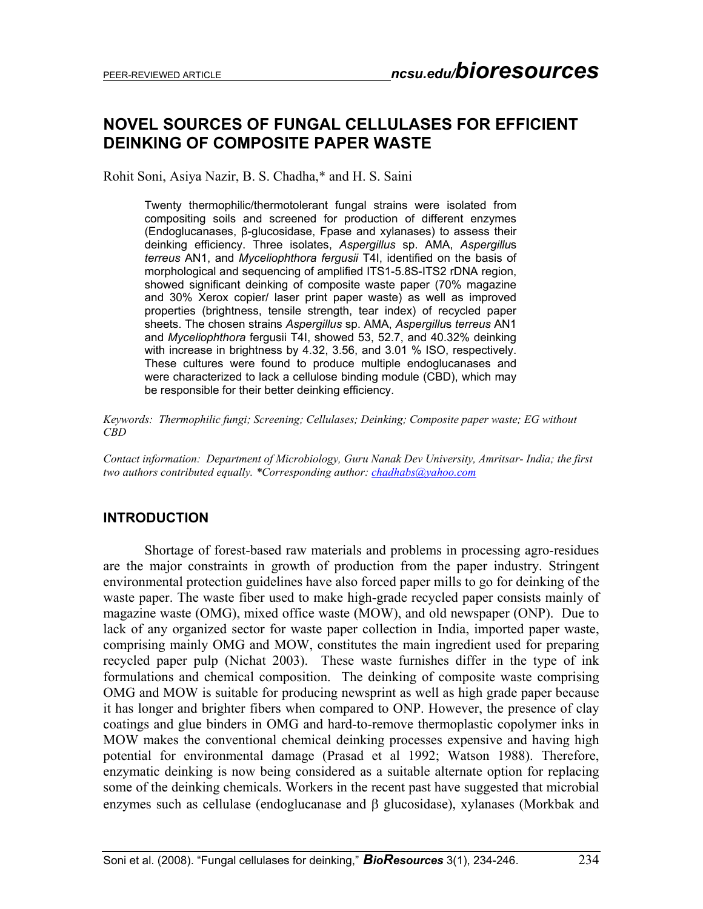# NOVEL SOURCES OF FUNGAL CELLULASES FOR EFFICIENT DEINKING OF COMPOSITE PAPER WASTE

Rohit Soni, Asiya Nazir, B. S. Chadha,* and H. S. Saini

Twenty thermophilic/thermotolerant fungal strains were isolated from compositing soils and screened for production of different enzymes (Endoglucanases, β-glucosidase, Fpase and xylanases) to assess their deinking efficiency. Three isolates, *Aspergillus* sp. AMA, *Aspergillus terreus* AN1, and *Myceliophthora fergusii* T4I, identified on the basis of morphological and sequencing of amplified ITS1-5.8S-ITS2 rDNA region, showed significant deinking of composite waste paper (70% magazine and 30% Xerox copier/ laser print paper waste) as well as improved properties (brightness, tensile strength, tear index) of recycled paper sheets. The chosen strains *Aspergillus* sp. AMA, *Aspergillus terreus* AN1 and *Myceliophthora* fergusii T4I, showed 53, 52.7, and 40.32% deinking with increase in brightness by 4.32, 3.56, and 3.01 % ISO, respectively. These cultures were found to produce multiple endoglucanases and were characterized to lack a cellulose binding module (CBD), which may be responsible for their better deinking efficiency.

*Keywords: Thermophilic fungi; Screening; Cellulases; Deinking; Composite paper waste; EG without CBD*

*Contact information: Department of Microbiology, Guru Nanak Dev University, Amritsar- India; the first two authors contributed equally. \*Corresponding author: chadhabs@yahoo.com*

## INTRODUCTION

Shortage of forest-based raw materials and problems in processing agro-residues are the major constraints in growth of production from the paper industry. Stringent environmental protection guidelines have also forced paper mills to go for deinking of the waste paper. The waste fiber used to make high-grade recycled paper consists mainly of magazine waste (OMG), mixed office waste (MOW), and old newspaper (ONP). Due to lack of any organized sector for waste paper collection in India, imported paper waste, comprising mainly OMG and MOW, constitutes the main ingredient used for preparing recycled paper pulp (Nichat 2003). These waste furnishes differ in the type of ink formulations and chemical composition. The deinking of composite waste comprising OMG and MOW is suitable for producing newsprint as well as high grade paper because it has longer and brighter fibers when compared to ONP. However, the presence of clay coatings and glue binders in OMG and hard-to-remove thermoplastic copolymer inks in MOW makes the conventional chemical deinking processes expensive and having high potential for environmental damage (Prasad et al 1992; Watson 1988). Therefore, enzymatic deinking is now being considered as a suitable alternate option for replacing some of the deinking chemicals. Workers in the recent past have suggested that microbial enzymes such as cellulase (endoglucanase and β glucosidase), xylanases (Morkbak and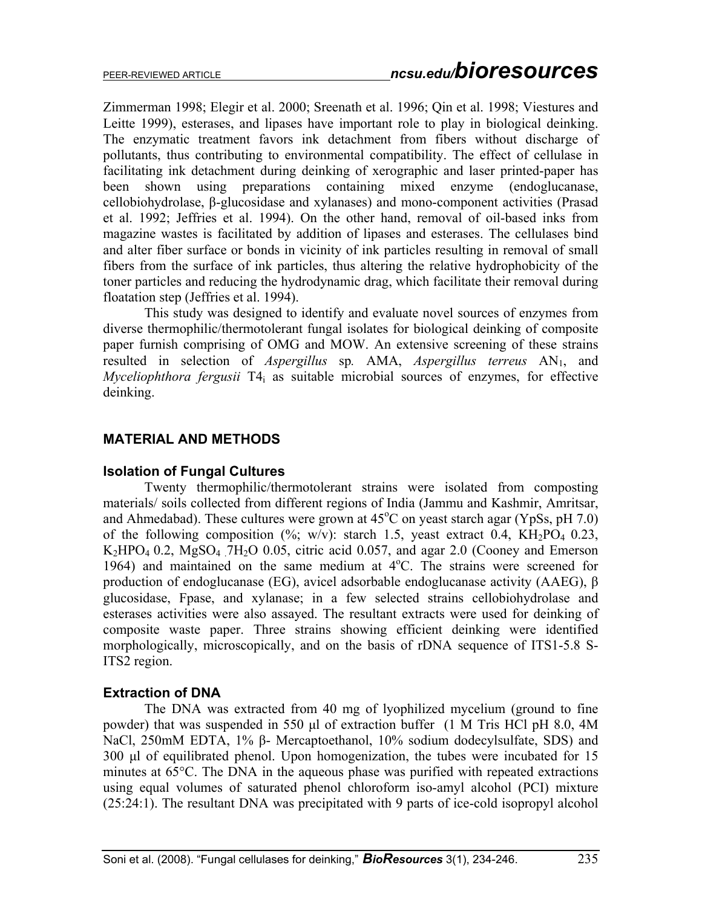Zimmerman 1998; Elegir et al. 2000; Sreenath et al. 1996; Qin et al. 1998; Viestures and Leitte 1999), esterases, and lipases have important role to play in biological deinking. The enzymatic treatment favors ink detachment from fibers without discharge of pollutants, thus contributing to environmental compatibility. The effect of cellulase in facilitating ink detachment during deinking of xerographic and laser printed-paper has been shown using preparations containing mixed enzyme (endoglucanase, cellobiohydrolase, β-glucosidase and xylanases) and mono-component activities (Prasad et al. 1992; Jeffries et al. 1994). On the other hand, removal of oil-based inks from magazine wastes is facilitated by addition of lipases and esterases. The cellulases bind and alter fiber surface or bonds in vicinity of ink particles resulting in removal of small fibers from the surface of ink particles, thus altering the relative hydrophobicity of the toner particles and reducing the hydrodynamic drag, which facilitate their removal during floatation step (Jeffries et al. 1994).

This study was designed to identify and evaluate novel sources of enzymes from diverse thermophilic/thermotolerant fungal isolates for biological deinking of composite paper furnish comprising of OMG and MOW. An extensive screening of these strains resulted in selection of *Aspergillus* sp. AMA, *Aspergillus terreus* $AN_1$, and *Myceliophthora fergusii* $T4_i$ as suitable microbial sources of enzymes, for effective deinking.

## MATERIAL AND METHODS

### Isolation of Fungal Cultures

Twenty thermophilic/thermotolerant strains were isolated from composting materials/ soils collected from different regions of India (Jammu and Kashmir, Amritsar, and Ahmedabad). These cultures were grown at 45°C on yeast starch agar (YpSs, pH 7.0) of the following composition (%; w/v): starch 1.5, yeast extract 0.4, $KH_2PO_4$ 0.23, $K_2HPO_4$ 0.2, $MgSO_4 \cdot 7H_2O$ 0.05, citric acid 0.057, and agar 2.0 (Cooney and Emerson 1964) and maintained on the same medium at 4°C. The strains were screened for production of endoglucanase (EG), avicel adsorbable endoglucanase activity (AAEG), β glucosidase, Fpase, and xylanase; in a few selected strains cellobiohydrolase and esterases activities were also assayed. The resultant extracts were used for deinking of composite waste paper. Three strains showing efficient deinking were identified morphologically, microscopically, and on the basis of rDNA sequence of ITS1-5.8 S-ITS2 region.

### Extraction of DNA

The DNA was extracted from 40 mg of lyophilized mycelium (ground to fine powder) that was suspended in 550 µl of extraction buffer (1 M Tris HCl pH 8.0, 4M NaCl, 250mM EDTA, 1% β- Mercaptoethanol, 10% sodium dodecylsulfate, SDS) and 300 µl of equilibrated phenol. Upon homogenization, the tubes were incubated for 15 minutes at 65°C. The DNA in the aqueous phase was purified with repeated extractions using equal volumes of saturated phenol chloroform iso-amyl alcohol (PCI) mixture (25:24:1). The resultant DNA was precipitated with 9 parts of ice-cold isopropyl alcohol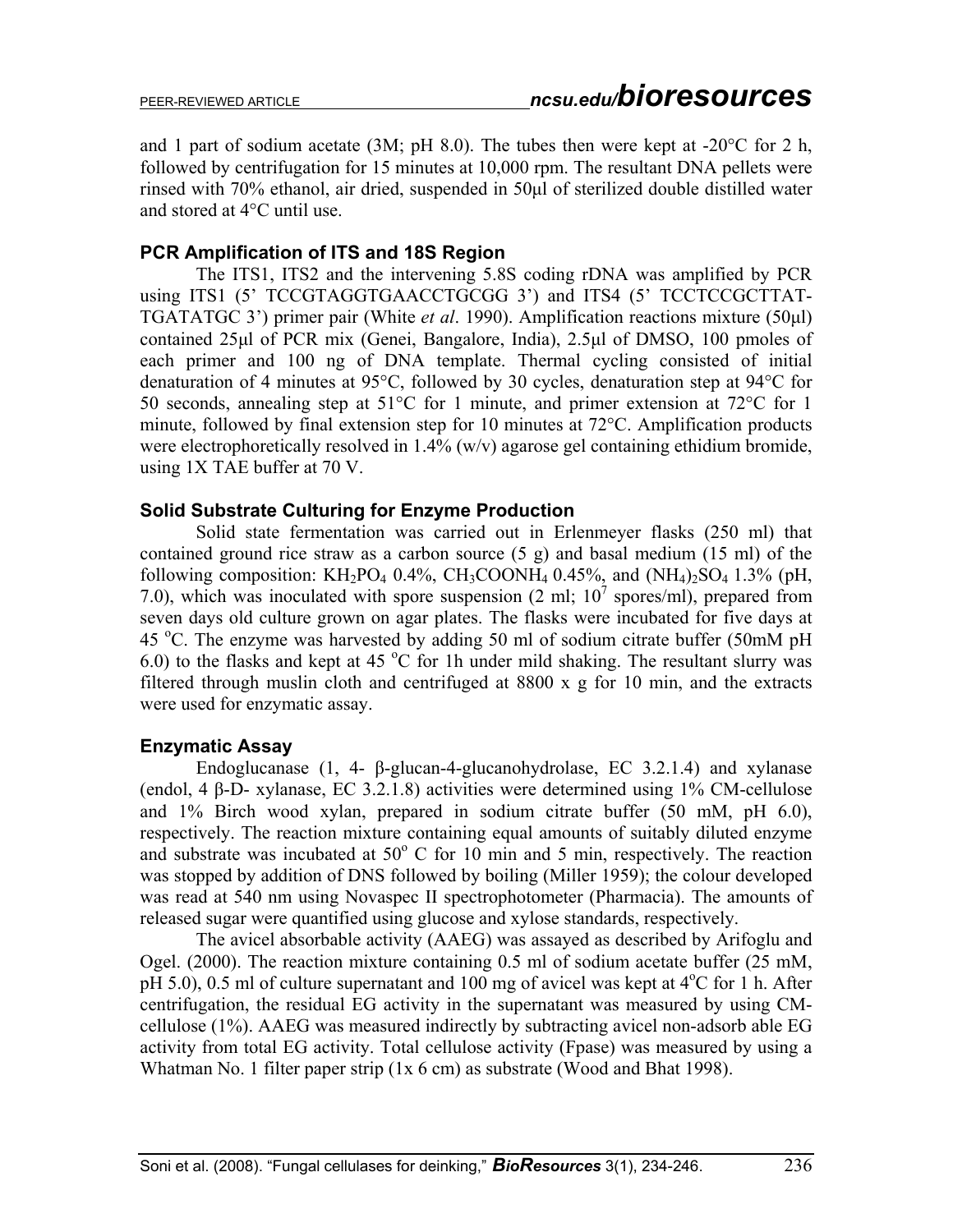and 1 part of sodium acetate (3M; pH 8.0). The tubes then were kept at -20°C for 2 h, followed by centrifugation for 15 minutes at 10,000 rpm. The resultant DNA pellets were rinsed with 70% ethanol, air dried, suspended in 50μl of sterilized double distilled water and stored at 4°C until use.

### PCR Amplification of ITS and 18S Region

The ITS1, ITS2 and the intervening 5.8S coding rDNA was amplified by PCR using ITS1 (5' TCCGTAGGTGAACCTGCGG 3') and ITS4 (5' TCCTCCGCTTAT-TGATATGC 3') primer pair (White *et al*. 1990). Amplification reactions mixture (50μl) contained 25μl of PCR mix (Genei, Bangalore, India), 2.5μl of DMSO, 100 pmoles of each primer and 100 ng of DNA template. Thermal cycling consisted of initial denaturation of 4 minutes at 95°C, followed by 30 cycles, denaturation step at 94°C for 50 seconds, annealing step at 51°C for 1 minute, and primer extension at 72°C for 1 minute, followed by final extension step for 10 minutes at 72°C. Amplification products were electrophoretically resolved in 1.4% (w/v) agarose gel containing ethidium bromide, using 1X TAE buffer at 70 V.

### Solid Substrate Culturing for Enzyme Production

Solid state fermentation was carried out in Erlenmeyer flasks (250 ml) that contained ground rice straw as a carbon source (5 g) and basal medium (15 ml) of the following composition: $KH_2PO_4$ 0.4%, $CH_3COONH_4$ 0.45%, and $(NH_4)_2SO_4$ 1.3% (pH, 7.0), which was inoculated with spore suspension (2 ml; $10^7$ spores/ml), prepared from seven days old culture grown on agar plates. The flasks were incubated for five days at 45 °C. The enzyme was harvested by adding 50 ml of sodium citrate buffer (50mM pH 6.0) to the flasks and kept at 45 °C for 1h under mild shaking. The resultant slurry was filtered through muslin cloth and centrifuged at 8800 x g for 10 min, and the extracts were used for enzymatic assay.

### Enzymatic Assay

Endoglucanase (1, 4- β-glucan-4-glucanohydrolase, EC 3.2.1.4) and xylanase (endol, 4 β-D- xylanase, EC 3.2.1.8) activities were determined using 1% CM-cellulose and 1% Birch wood xylan, prepared in sodium citrate buffer (50 mM, pH 6.0), respectively. The reaction mixture containing equal amounts of suitably diluted enzyme and substrate was incubated at 50° C for 10 min and 5 min, respectively. The reaction was stopped by addition of DNS followed by boiling (Miller 1959); the colour developed was read at 540 nm using Novaspec II spectrophotometer (Pharmacia). The amounts of released sugar were quantified using glucose and xylose standards, respectively.

The avicel absorbable activity (AAEG) was assayed as described by Arifoglu and Ogel. (2000). The reaction mixture containing 0.5 ml of sodium acetate buffer (25 mM, pH 5.0), 0.5 ml of culture supernatant and 100 mg of avicel was kept at 4°C for 1 h. After centrifugation, the residual EG activity in the supernatant was measured by using CM-cellulose (1%). AAEG was measured indirectly by subtracting avicel non-adsorb able EG activity from total EG activity. Total cellulose activity (Fpase) was measured by using a Whatman No. 1 filter paper strip (1x 6 cm) as substrate (Wood and Bhat 1998).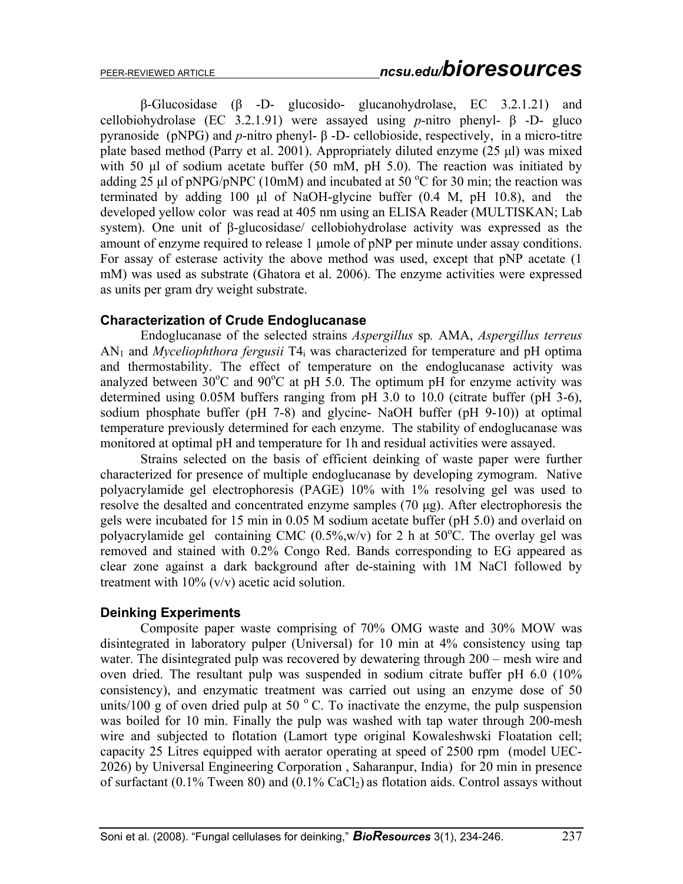β-Glucosidase (β -D- glucosido- glucanohydrolase, EC 3.2.1.21) and cellobiohydrolase (EC 3.2.1.91) were assayed using *p*-nitro phenyl- β -D- gluco pyranoside (pNPG) and *p*-nitro phenyl- β -D- cellobioside, respectively, in a micro-titre plate based method (Parry et al. 2001). Appropriately diluted enzyme (25 μl) was mixed with 50 μl of sodium acetate buffer (50 mM, pH 5.0). The reaction was initiated by adding 25 μl of pNPG/pNPC (10mM) and incubated at 50 °C for 30 min; the reaction was terminated by adding 100 μl of NaOH-glycine buffer (0.4 M, pH 10.8), and the developed yellow color was read at 405 nm using an ELISA Reader (MULTISKAN; Lab system). One unit of β-glucosidase/ cellobiohydrolase activity was expressed as the amount of enzyme required to release 1 μmole of pNP per minute under assay conditions. For assay of esterase activity the above method was used, except that pNP acetate (1 mM) was used as substrate (Ghatora et al. 2006). The enzyme activities were expressed as units per gram dry weight substrate.

### Characterization of Crude Endoglucanase

Endoglucanase of the selected strains *Aspergillus* sp. AMA, *Aspergillus terreus* $AN_1$ and *Myceliophthora fergusii* $T4_i$ was characterized for temperature and pH optima and thermostability. The effect of temperature on the endoglucanase activity was analyzed between 30°C and 90°C at pH 5.0. The optimum pH for enzyme activity was determined using 0.05M buffers ranging from pH 3.0 to 10.0 (citrate buffer (pH 3-6), sodium phosphate buffer (pH 7-8) and glycine- NaOH buffer (pH 9-10)) at optimal temperature previously determined for each enzyme. The stability of endoglucanase was monitored at optimal pH and temperature for 1h and residual activities were assayed.

Strains selected on the basis of efficient deinking of waste paper were further characterized for presence of multiple endoglucanase by developing zymogram. Native polyacrylamide gel electrophoresis (PAGE) 10% with 1% resolving gel was used to resolve the desalted and concentrated enzyme samples (70 μg). After electrophoresis the gels were incubated for 15 min in 0.05 M sodium acetate buffer (pH 5.0) and overlaid on polyacrylamide gel containing CMC (0.5%,w/v) for 2 h at 50°C. The overlay gel was removed and stained with 0.2% Congo Red. Bands corresponding to EG appeared as clear zone against a dark background after de-staining with 1M NaCl followed by treatment with 10% (v/v) acetic acid solution.

### Deinking Experiments

Composite paper waste comprising of 70% OMG waste and 30% MOW was disintegrated in laboratory pulper (Universal) for 10 min at 4% consistency using tap water. The disintegrated pulp was recovered by dewatering through 200 – mesh wire and oven dried. The resultant pulp was suspended in sodium citrate buffer pH 6.0 (10% consistency), and enzymatic treatment was carried out using an enzyme dose of 50 units/100 g of oven dried pulp at 50 ° C. To inactivate the enzyme, the pulp suspension was boiled for 10 min. Finally the pulp was washed with tap water through 200-mesh wire and subjected to flotation (Lamort type original Kowaleshwski Floatation cell; capacity 25 Litres equipped with aerator operating at speed of 2500 rpm (model UEC-2026) by Universal Engineering Corporation , Saharanpur, India) for 20 min in presence of surfactant (0.1% Tween 80) and (0.1% $CaCl_2$) as flotation aids. Control assays without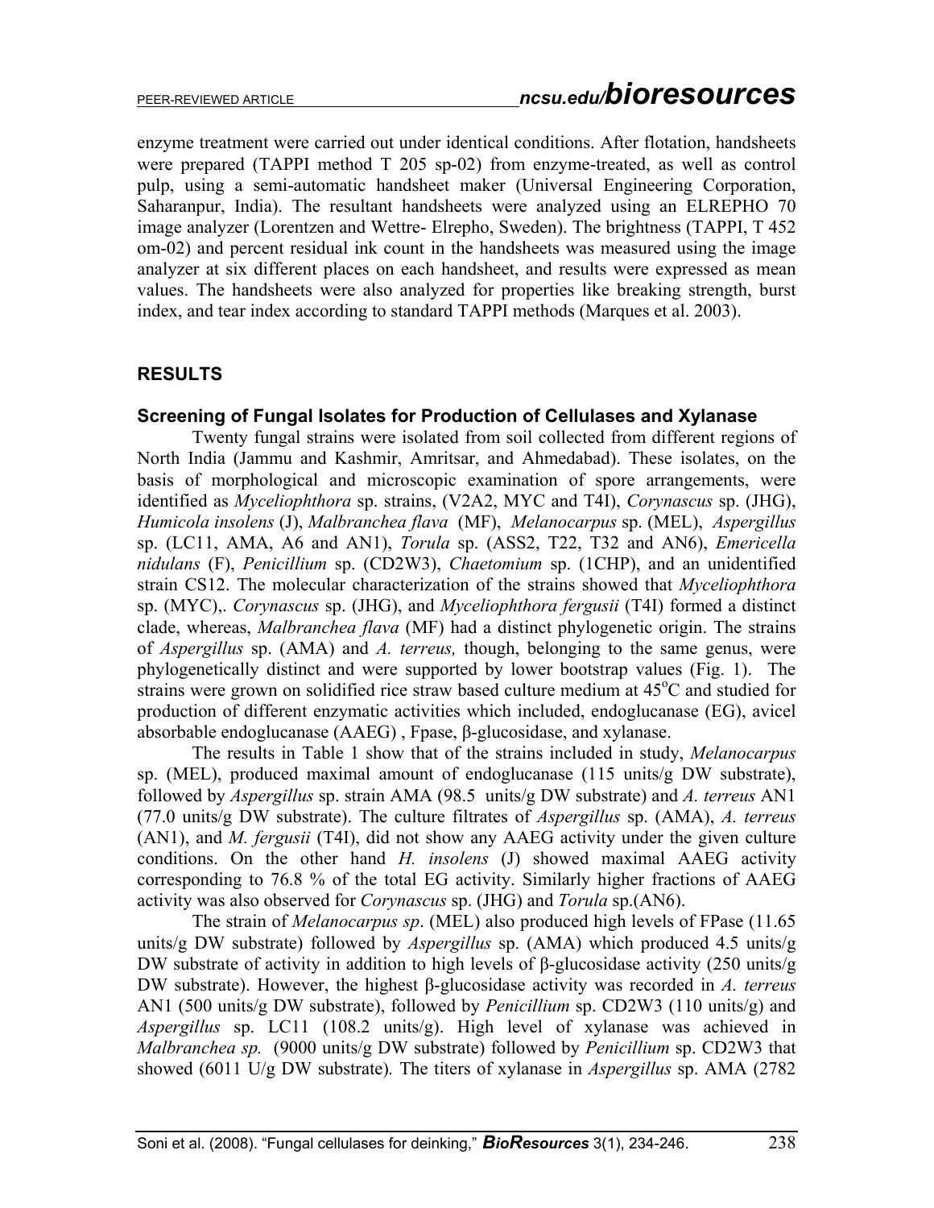enzyme treatment were carried out under identical conditions. After flotation, handsheets were prepared (TAPPI method T 205 sp-02) from enzyme-treated, as well as control pulp, using a semi-automatic handsheet maker (Universal Engineering Corporation, Saharanpur, India). The resultant handsheets were analyzed using an ELREPHO 70 image analyzer (Lorentzen and Wettre- Elrepho, Sweden). The brightness (TAPPI, T 452 om-02) and percent residual ink count in the handsheets was measured using the image analyzer at six different places on each handsheet, and results were expressed as mean values. The handsheets were also analyzed for properties like breaking strength, burst index, and tear index according to standard TAPPI methods (Marques et al. 2003).

## RESULTS

### Screening of Fungal Isolates for Production of Cellulases and Xylanase

Twenty fungal strains were isolated from soil collected from different regions of North India (Jammu and Kashmir, Amritsar, and Ahmedabad). These isolates, on the basis of morphological and microscopic examination of spore arrangements, were identified as *Myceliophthora* sp. strains, (V2A2, MYC and T4I), *Corynascus* sp. (JHG), *Humicola insolens* (J), *Malbranchea flava* (MF), *Melanocarpus* sp. (MEL), *Aspergillus* sp. (LC11, AMA, A6 and AN1), *Torula* sp. (ASS2, T22, T32 and AN6), *Emericella nidulans* (F), *Penicillium* sp. (CD2W3), *Chaetomium* sp. (1CHP), and an unidentified strain CS12. The molecular characterization of the strains showed that *Myceliophthora* sp. (MYC),. *Corynascus* sp. (JHG), and *Myceliophthora fergusii* (T4I) formed a distinct clade, whereas, *Malbranchea flava* (MF) had a distinct phylogenetic origin. The strains of *Aspergillus* sp. (AMA) and *A. terreus,* though, belonging to the same genus, were phylogenetically distinct and were supported by lower bootstrap values (Fig. 1). The strains were grown on solidified rice straw based culture medium at 45$^{o}$C and studied for production of different enzymatic activities which included, endoglucanase (EG), avicel absorbable endoglucanase (AAEG) , Fpase, β-glucosidase, and xylanase.

The results in Table 1 show that of the strains included in study, *Melanocarpus* sp. (MEL), produced maximal amount of endoglucanase (115 units/g DW substrate), followed by *Aspergillus* sp. strain AMA (98.5 units/g DW substrate) and *A. terreus* AN1 (77.0 units/g DW substrate). The culture filtrates of *Aspergillus* sp. (AMA), *A. terreus* (AN1), and *M. fergusii* (T4I), did not show any AAEG activity under the given culture conditions. On the other hand *H. insolens* (J) showed maximal AAEG activity corresponding to 76.8 % of the total EG activity. Similarly higher fractions of AAEG activity was also observed for *Corynascus* sp. (JHG) and *Torula* sp.(AN6).

The strain of *Melanocarpus sp*. (MEL) also produced high levels of FPase (11.65 units/g DW substrate) followed by *Aspergillus* sp. (AMA) which produced 4.5 units/g DW substrate of activity in addition to high levels of β-glucosidase activity (250 units/g DW substrate). However, the highest β-glucosidase activity was recorded in *A. terreus* AN1 (500 units/g DW substrate), followed by *Penicillium* sp. CD2W3 (110 units/g) and *Aspergillus* sp. LC11 (108.2 units/g). High level of xylanase was achieved in *Malbranchea sp.* (9000 units/g DW substrate) followed by *Penicillium* sp. CD2W3 that showed (6011 U/g DW substrate). The titers of xylanase in *Aspergillus* sp. AMA (2782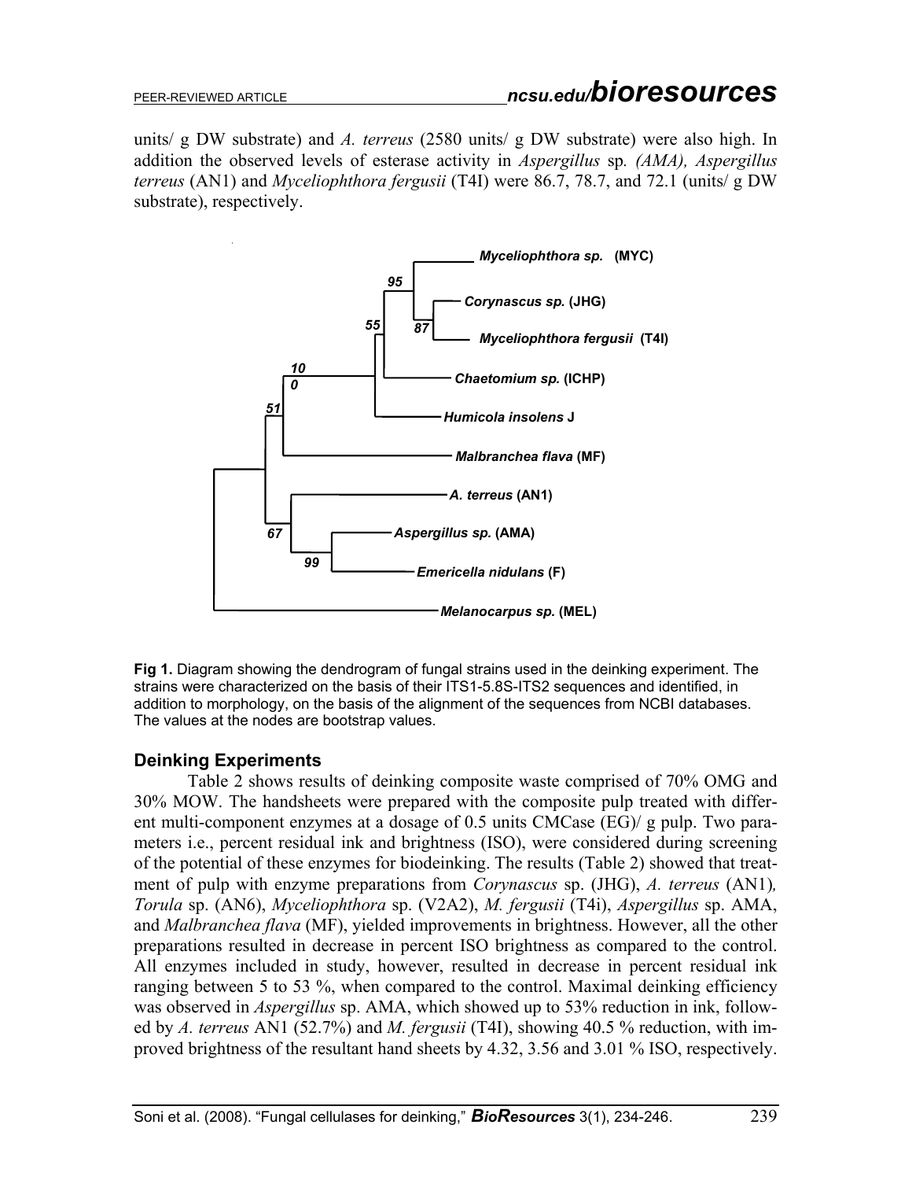units/ g DW substrate) and *A. terreus* (2580 units/ g DW substrate) were also high. In addition the observed levels of esterase activity in *Aspergillus* sp*. (AMA), Aspergillus terreus* (AN1) and *Myceliophthora fergusii* (T4I) were 86.7, 78.7, and 72.1 (units/ g DW substrate), respectively.

**Fig 1.** Diagram showing the dendrogram of fungal strains used in the deinking experiment. The strains were characterized on the basis of their ITS1-5.8S-ITS2 sequences and identified, in addition to morphology, on the basis of the alignment of the sequences from NCBI databases. The values at the nodes are bootstrap values.

### Deinking Experiments

Table 2 shows results of deinking composite waste comprised of 70% OMG and 30% MOW. The handsheets were prepared with the composite pulp treated with different multi-component enzymes at a dosage of 0.5 units CMCase (EG)/ g pulp. Two parameters i.e., percent residual ink and brightness (ISO), were considered during screening of the potential of these enzymes for biodeinking. The results (Table 2) showed that treatment of pulp with enzyme preparations from *Corynascus* sp. (JHG), *A. terreus* (AN1)*, Torula* sp. (AN6), *Myceliophthora* sp. (V2A2), *M. fergusii* (T4i), *Aspergillus* sp. AMA, and *Malbranchea flava* (MF), yielded improvements in brightness. However, all the other preparations resulted in decrease in percent ISO brightness as compared to the control. All enzymes included in study, however, resulted in decrease in percent residual ink ranging between 5 to 53 %, when compared to the control. Maximal deinking efficiency was observed in *Aspergillus* sp. AMA, which showed up to 53% reduction in ink, followed by *A. terreus* AN1 (52.7%) and *M. fergusii* (T4I), showing 40.5 % reduction, with improved brightness of the resultant hand sheets by 4.32, 3.56 and 3.01 % ISO, respectively.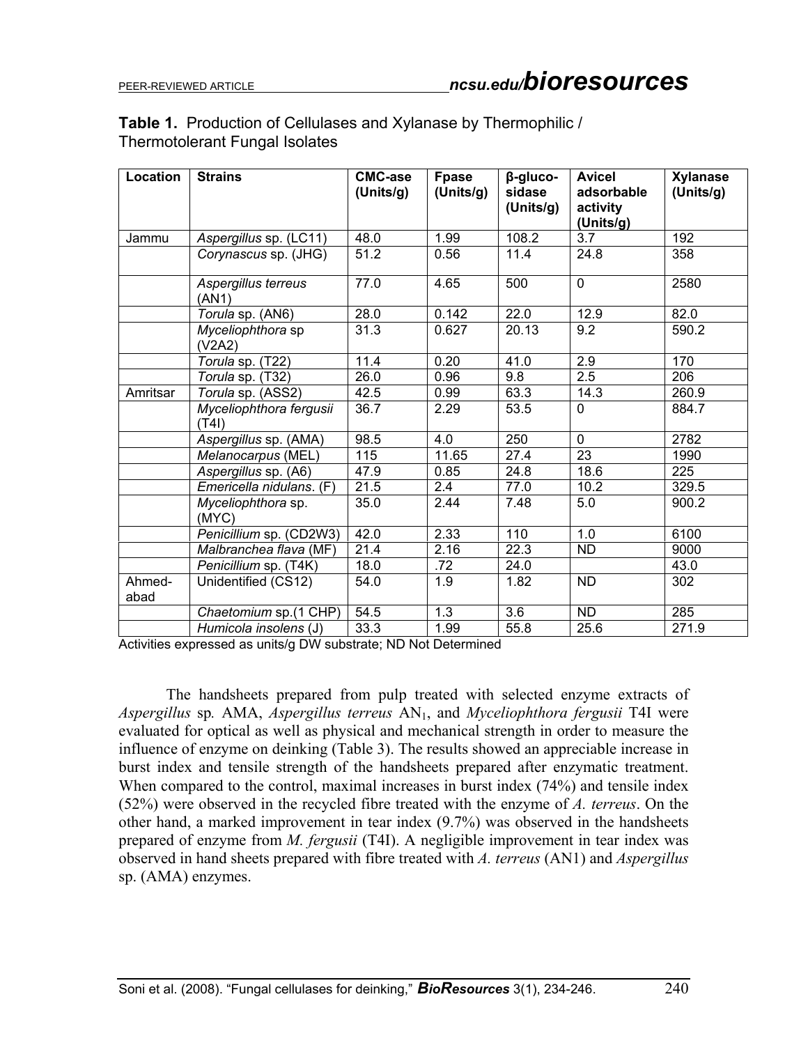**Table 1.** Production of Cellulases and Xylanase by Thermophilic / Thermotolerant Fungal Isolates

| Location | Strains | CMC-ase (Units/g) | Fpase (Units/g) | β-gluco-sidase (Units/g) | Avicel adsorbable activity (Units/g) | Xylanase (Units/g) |
|---|---|---|---|---|---|---|
| Jammu | *Aspergillus* sp. (LC11) | 48.0 | 1.99 | 108.2 | 3.7 | 192 |
| | *Corynascus* sp. (JHG) | 51.2 | 0.56 | 11.4 | 24.8 | 358 |
| | *Aspergillus terreus* (AN1) | 77.0 | 4.65 | 500 | 0 | 2580 |
| | *Torula* sp. (AN6) | 28.0 | 0.142 | 22.0 | 12.9 | 82.0 |
| | *Myceliophthora* sp (V2A2) | 31.3 | 0.627 | 20.13 | 9.2 | 590.2 |
| | *Torula* sp. (T22) | 11.4 | 0.20 | 41.0 | 2.9 | 170 |
| | *Torula* sp. (T32) | 26.0 | 0.96 | 9.8 | 2.5 | 206 |
| Amritsar | *Torula* sp. (ASS2) | 42.5 | 0.99 | 63.3 | 14.3 | 260.9 |
| | *Myceliophthora fergusii* (T4I) | 36.7 | 2.29 | 53.5 | 0 | 884.7 |
| | *Aspergillus* sp. (AMA) | 98.5 | 4.0 | 250 | 0 | 2782 |
| | *Melanocarpus* (MEL) | 115 | 11.65 | 27.4 | 23 | 1990 |
| | *Aspergillus* sp. (A6) | 47.9 | 0.85 | 24.8 | 18.6 | 225 |
| | *Emericella nidulans*. (F) | 21.5 | 2.4 | 77.0 | 10.2 | 329.5 |
| | *Myceliophthora* sp. (MYC) | 35.0 | 2.44 | 7.48 | 5.0 | 900.2 |
| | *Penicillium* sp. (CD2W3) | 42.0 | 2.33 | 110 | 1.0 | 6100 |
| | *Malbranchea flava* (MF) | 21.4 | 2.16 | 22.3 | ND | 9000 |
| | *Penicillium* sp. (T4K) | 18.0 | .72 | 24.0 | | 43.0 |
| Ahmed-abad | Unidentified (CS12) | 54.0 | 1.9 | 1.82 | ND | 302 |
| | *Chaetomium* sp.(1 CHP) | 54.5 | 1.3 | 3.6 | ND | 285 |
| | *Humicola insolens* (J) | 33.3 | 1.99 | 55.8 | 25.6 | 271.9 |

Activities expressed as units/g DW substrate; ND Not Determined

The handsheets prepared from pulp treated with selected enzyme extracts of *Aspergillus* sp*.* AMA, *Aspergillus terreus* $AN_1$, and *Myceliophthora fergusii* T4I were evaluated for optical as well as physical and mechanical strength in order to measure the influence of enzyme on deinking (Table 3). The results showed an appreciable increase in burst index and tensile strength of the handsheets prepared after enzymatic treatment. When compared to the control, maximal increases in burst index (74%) and tensile index (52%) were observed in the recycled fibre treated with the enzyme of *A. terreus*. On the other hand, a marked improvement in tear index (9.7%) was observed in the handsheets prepared of enzyme from *M. fergusii* (T4I). A negligible improvement in tear index was observed in hand sheets prepared with fibre treated with *A. terreus* (AN1) and *Aspergillus* sp. (AMA) enzymes.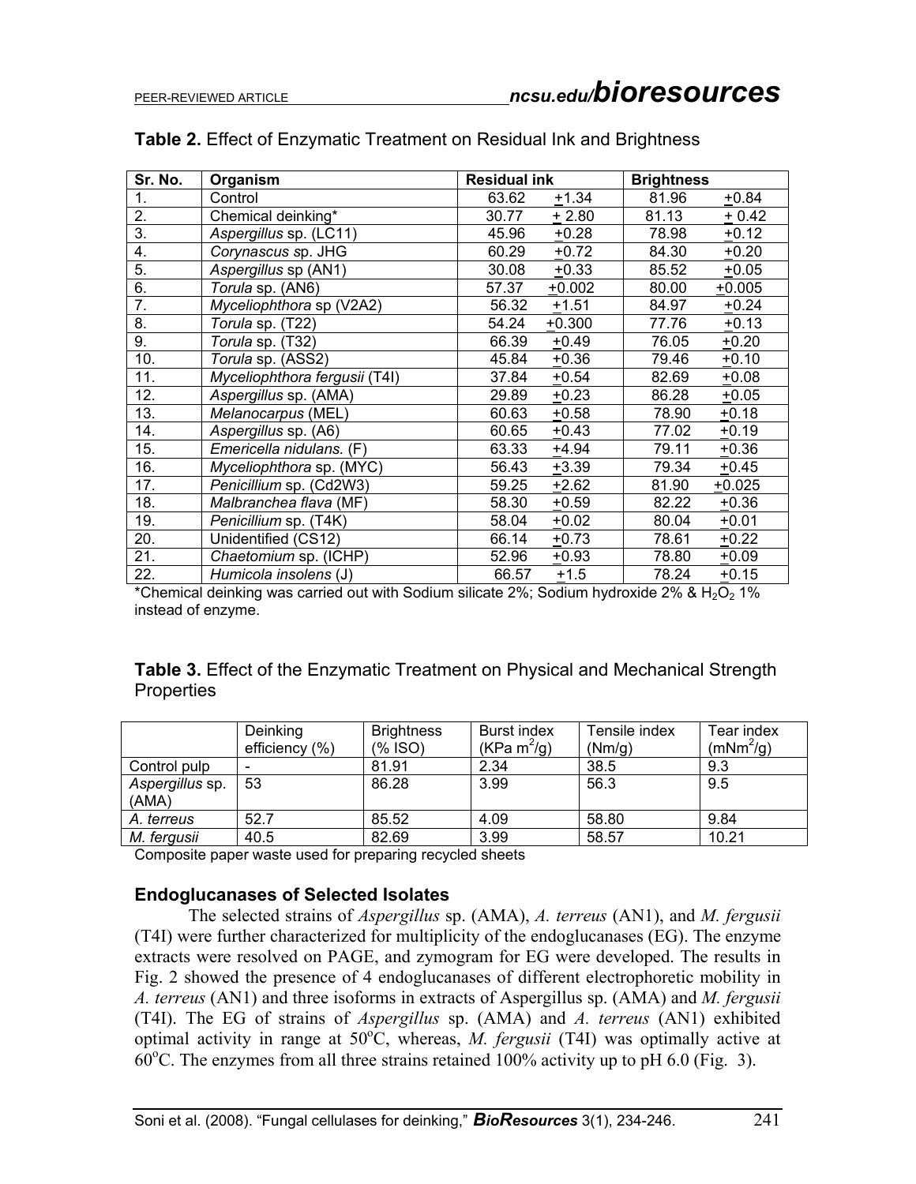**Table 2.** Effect of Enzymatic Treatment on Residual Ink and Brightness

| Sr. No. | Organism | Residual ink | Brightness |
|---|---|---|---|
| 1. | Control | 63.62 ±1.34 | 81.96 ±0.84 |
| 2. | Chemical deinking* | 30.77 ± 2.80 | 81.13 ± 0.42 |
| 3. | *Aspergillus* sp. (LC11) | 45.96 ±0.28 | 78.98 ±0.12 |
| 4. | *Corynascus* sp. JHG | 60.29 ±0.72 | 84.30 ±0.20 |
| 5. | *Aspergillus* sp (AN1) | 30.08 ±0.33 | 85.52 ±0.05 |
| 6. | *Torula* sp. (AN6) | 57.37 ±0.002 | 80.00 ±0.005 |
| 7. | *Myceliophthora* sp (V2A2) | 56.32 ±1.51 | 84.97 ±0.24 |
| 8. | *Torula* sp. (T22) | 54.24 ±0.300 | 77.76 ±0.13 |
| 9. | *Torula* sp. (T32) | 66.39 ±0.49 | 76.05 ±0.20 |
| 10. | *Torula* sp. (ASS2) | 45.84 ±0.36 | 79.46 ±0.10 |
| 11. | *Myceliophthora fergusii* (T4I) | 37.84 ±0.54 | 82.69 ±0.08 |
| 12. | *Aspergillus* sp. (AMA) | 29.89 ±0.23 | 86.28 ±0.05 |
| 13. | *Melanocarpus* (MEL) | 60.63 ±0.58 | 78.90 ±0.18 |
| 14. | *Aspergillus* sp. (A6) | 60.65 ±0.43 | 77.02 ±0.19 |
| 15. | *Emericella nidulans.* (F) | 63.33 ±4.94 | 79.11 ±0.36 |
| 16. | *Myceliophthora* sp. (MYC) | 56.43 ±3.39 | 79.34 ±0.45 |
| 17. | *Penicillium* sp. (Cd2W3) | 59.25 ±2.62 | 81.90 ±0.025 |
| 18. | *Malbranchea flava* (MF) | 58.30 ±0.59 | 82.22 ±0.36 |
| 19. | *Penicillium* sp. (T4K) | 58.04 ±0.02 | 80.04 ±0.01 |
| 20. | Unidentified (CS12) | 66.14 ±0.73 | 78.61 ±0.22 |
| 21. | *Chaetomium* sp. (ICHP) | 52.96 ±0.93 | 78.80 ±0.09 |
| 22. | *Humicola insolens* (J) | 66.57 ±1.5 | 78.24 ±0.15 |

*Chemical deinking was carried out with Sodium silicate 2%; Sodium hydroxide 2% & $H_2O_2$ 1% instead of enzyme.

**Table 3.** Effect of the Enzymatic Treatment on Physical and Mechanical Strength Properties

| | Deinking efficiency (%) | Brightness (% ISO) | Burst index (KPa $m^2$/g) | Tensile index (Nm/g) | Tear index (mN$m^2$/g) |
|---|---|---|---|---|---|
| Control pulp | - | 81.91 | 2.34 | 38.5 | 9.3 |
| *Aspergillus* sp. (AMA) | 53 | 86.28 | 3.99 | 56.3 | 9.5 |
| *A. terreus* | 52.7 | 85.52 | 4.09 | 58.80 | 9.84 |
| *M. fergusii* | 40.5 | 82.69 | 3.99 | 58.57 | 10.21 |

Composite paper waste used for preparing recycled sheets

### Endoglucanases of Selected Isolates

The selected strains of *Aspergillus* sp. (AMA), *A. terreus* (AN1), and *M. fergusii* (T4I) were further characterized for multiplicity of the endoglucanases (EG). The enzyme extracts were resolved on PAGE, and zymogram for EG were developed. The results in Fig. 2 showed the presence of 4 endoglucanases of different electrophoretic mobility in *A. terreus* (AN1) and three isoforms in extracts of Aspergillus sp. (AMA) and *M. fergusii* (T4I). The EG of strains of *Aspergillus* sp. (AMA) and *A. terreus* (AN1) exhibited optimal activity in range at 50°C, whereas, *M. fergusii* (T4I) was optimally active at 60°C. The enzymes from all three strains retained 100% activity up to pH 6.0 (Fig. 3).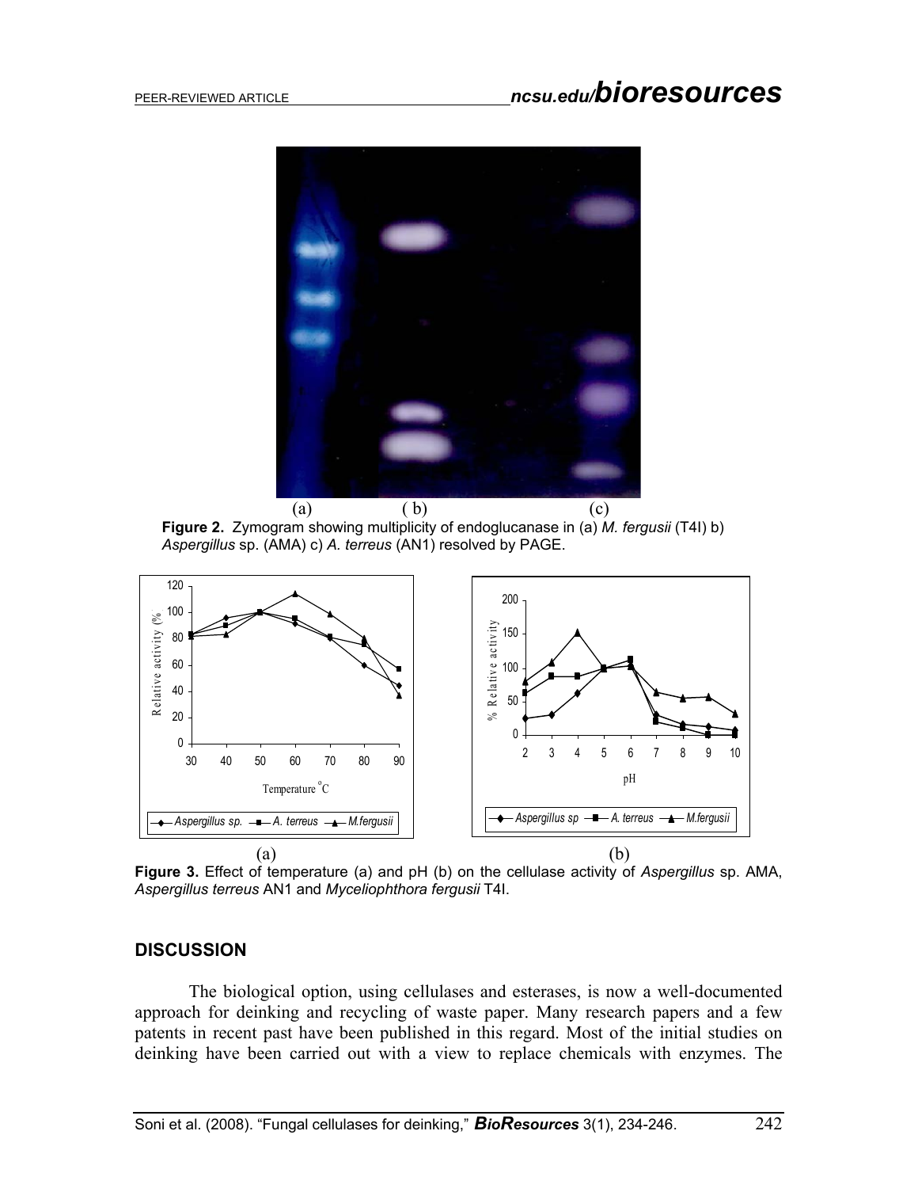(a) (b) (c)

**Figure 2.** Zymogram showing multiplicity of endoglucanase in (a) *M. fergusii* (T4I) b) *Aspergillus* sp. (AMA) c) *A. terreus* (AN1) resolved by PAGE.

(a) (b)

**Figure 3.** Effect of temperature (a) and pH (b) on the cellulase activity of *Aspergillus* sp. AMA, *Aspergillus terreus* AN1 and *Myceliophthora fergusii* T4I.

## DISCUSSION

The biological option, using cellulases and esterases, is now a well-documented approach for deinking and recycling of waste paper. Many research papers and a few patents in recent past have been published in this regard. Most of the initial studies on deinking have been carried out with a view to replace chemicals with enzymes. The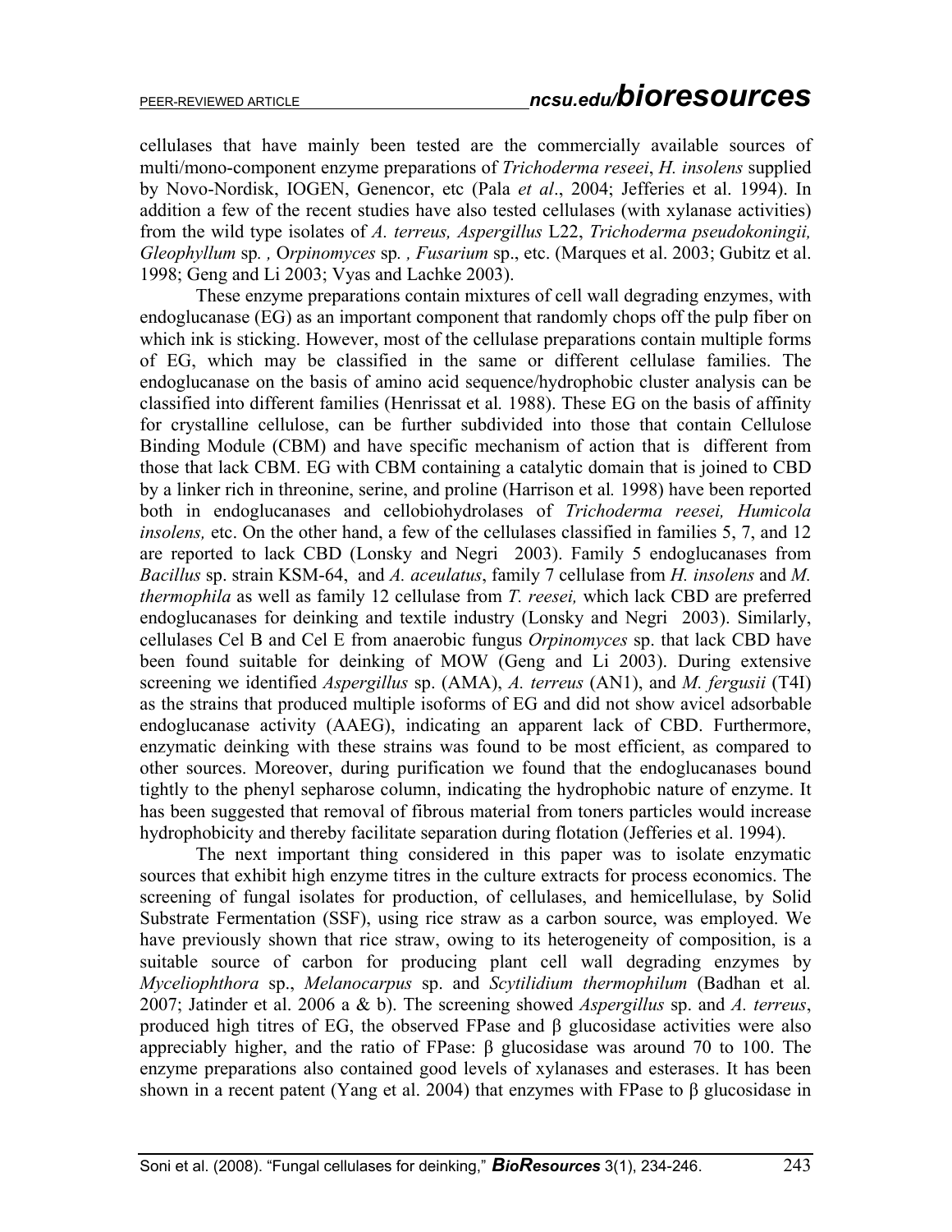cellulases that have mainly been tested are the commercially available sources of multi/mono-component enzyme preparations of *Trichoderma reseei*, *H. insolens* supplied by Novo-Nordisk, IOGEN, Genencor, etc (Pala *et al*., 2004; Jefferies et al. 1994). In addition a few of the recent studies have also tested cellulases (with xylanase activities) from the wild type isolates of *A. terreus, Aspergillus* L22, *Trichoderma pseudokoningii, Gleophyllum* sp*. ,* O*rpinomyces* sp*. , Fusarium* sp., etc. (Marques et al. 2003; Gubitz et al. 1998; Geng and Li 2003; Vyas and Lachke 2003).

These enzyme preparations contain mixtures of cell wall degrading enzymes, with endoglucanase (EG) as an important component that randomly chops off the pulp fiber on which ink is sticking. However, most of the cellulase preparations contain multiple forms of EG, which may be classified in the same or different cellulase families. The endoglucanase on the basis of amino acid sequence/hydrophobic cluster analysis can be classified into different families (Henrissat et al*.* 1988). These EG on the basis of affinity for crystalline cellulose, can be further subdivided into those that contain Cellulose Binding Module (CBM) and have specific mechanism of action that is different from those that lack CBM. EG with CBM containing a catalytic domain that is joined to CBD by a linker rich in threonine, serine, and proline (Harrison et al*.* 1998) have been reported both in endoglucanases and cellobiohydrolases of *Trichoderma reesei, Humicola insolens,* etc. On the other hand, a few of the cellulases classified in families 5, 7, and 12 are reported to lack CBD (Lonsky and Negri 2003). Family 5 endoglucanases from *Bacillus* sp. strain KSM-64, and *A. aceulatus*, family 7 cellulase from *H. insolens* and *M. thermophila* as well as family 12 cellulase from *T. reesei,* which lack CBD are preferred endoglucanases for deinking and textile industry (Lonsky and Negri 2003). Similarly, cellulases Cel B and Cel E from anaerobic fungus *Orpinomyces* sp. that lack CBD have been found suitable for deinking of MOW (Geng and Li 2003). During extensive screening we identified *Aspergillus* sp. (AMA), *A. terreus* (AN1), and *M. fergusii* (T4I) as the strains that produced multiple isoforms of EG and did not show avicel adsorbable endoglucanase activity (AAEG), indicating an apparent lack of CBD. Furthermore, enzymatic deinking with these strains was found to be most efficient, as compared to other sources. Moreover, during purification we found that the endoglucanases bound tightly to the phenyl sepharose column, indicating the hydrophobic nature of enzyme. It has been suggested that removal of fibrous material from toners particles would increase hydrophobicity and thereby facilitate separation during flotation (Jefferies et al. 1994).

The next important thing considered in this paper was to isolate enzymatic sources that exhibit high enzyme titres in the culture extracts for process economics. The screening of fungal isolates for production, of cellulases, and hemicellulase, by Solid Substrate Fermentation (SSF), using rice straw as a carbon source, was employed. We have previously shown that rice straw, owing to its heterogeneity of composition, is a suitable source of carbon for producing plant cell wall degrading enzymes by *Myceliophthora* sp., *Melanocarpus* sp. and *Scytilidium thermophilum* (Badhan et al*.* 2007; Jatinder et al. 2006 a & b). The screening showed *Aspergillus* sp. and *A. terreus*, produced high titres of EG, the observed FPase and β glucosidase activities were also appreciably higher, and the ratio of FPase: β glucosidase was around 70 to 100. The enzyme preparations also contained good levels of xylanases and esterases. It has been shown in a recent patent (Yang et al. 2004) that enzymes with FPase to β glucosidase in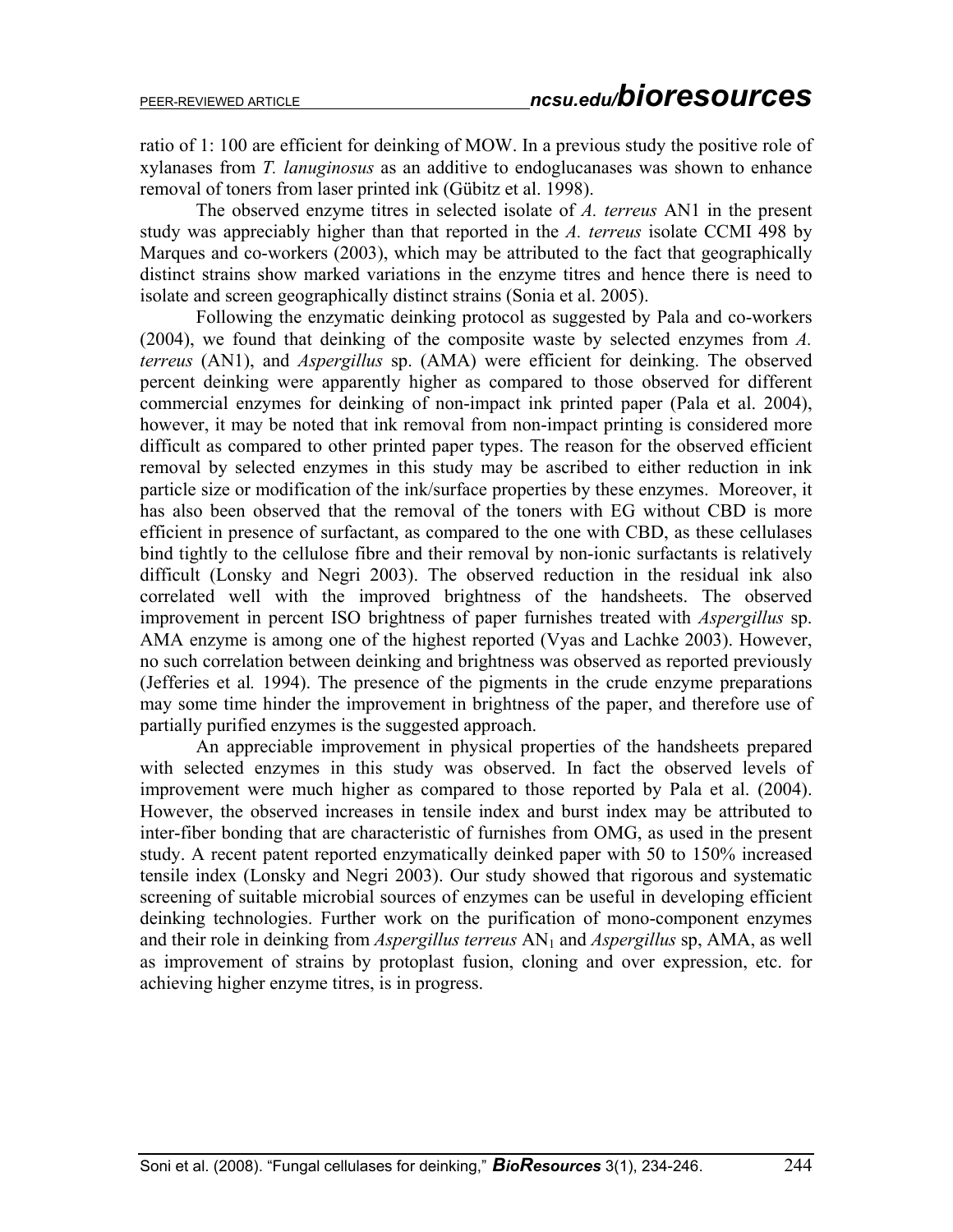ratio of 1: 100 are efficient for deinking of MOW. In a previous study the positive role of xylanases from *T. lanuginosus* as an additive to endoglucanases was shown to enhance removal of toners from laser printed ink (Gübitz et al. 1998).

The observed enzyme titres in selected isolate of *A. terreus* AN1 in the present study was appreciably higher than that reported in the *A. terreus* isolate CCMI 498 by Marques and co-workers (2003), which may be attributed to the fact that geographically distinct strains show marked variations in the enzyme titres and hence there is need to isolate and screen geographically distinct strains (Sonia et al. 2005).

Following the enzymatic deinking protocol as suggested by Pala and co-workers (2004), we found that deinking of the composite waste by selected enzymes from *A. terreus* (AN1), and *Aspergillus* sp. (AMA) were efficient for deinking. The observed percent deinking were apparently higher as compared to those observed for different commercial enzymes for deinking of non-impact ink printed paper (Pala et al. 2004), however, it may be noted that ink removal from non-impact printing is considered more difficult as compared to other printed paper types. The reason for the observed efficient removal by selected enzymes in this study may be ascribed to either reduction in ink particle size or modification of the ink/surface properties by these enzymes. Moreover, it has also been observed that the removal of the toners with EG without CBD is more efficient in presence of surfactant, as compared to the one with CBD, as these cellulases bind tightly to the cellulose fibre and their removal by non-ionic surfactants is relatively difficult (Lonsky and Negri 2003). The observed reduction in the residual ink also correlated well with the improved brightness of the handsheets. The observed improvement in percent ISO brightness of paper furnishes treated with *Aspergillus* sp. AMA enzyme is among one of the highest reported (Vyas and Lachke 2003). However, no such correlation between deinking and brightness was observed as reported previously (Jefferies et al*.* 1994). The presence of the pigments in the crude enzyme preparations may some time hinder the improvement in brightness of the paper, and therefore use of partially purified enzymes is the suggested approach.

An appreciable improvement in physical properties of the handsheets prepared with selected enzymes in this study was observed. In fact the observed levels of improvement were much higher as compared to those reported by Pala et al. (2004). However, the observed increases in tensile index and burst index may be attributed to inter-fiber bonding that are characteristic of furnishes from OMG, as used in the present study. A recent patent reported enzymatically deinked paper with 50 to 150% increased tensile index (Lonsky and Negri 2003). Our study showed that rigorous and systematic screening of suitable microbial sources of enzymes can be useful in developing efficient deinking technologies. Further work on the purification of mono-component enzymes and their role in deinking from *Aspergillus terreus* $AN_1$ and *Aspergillus* sp, AMA, as well as improvement of strains by protoplast fusion, cloning and over expression, etc. for achieving higher enzyme titres, is in progress.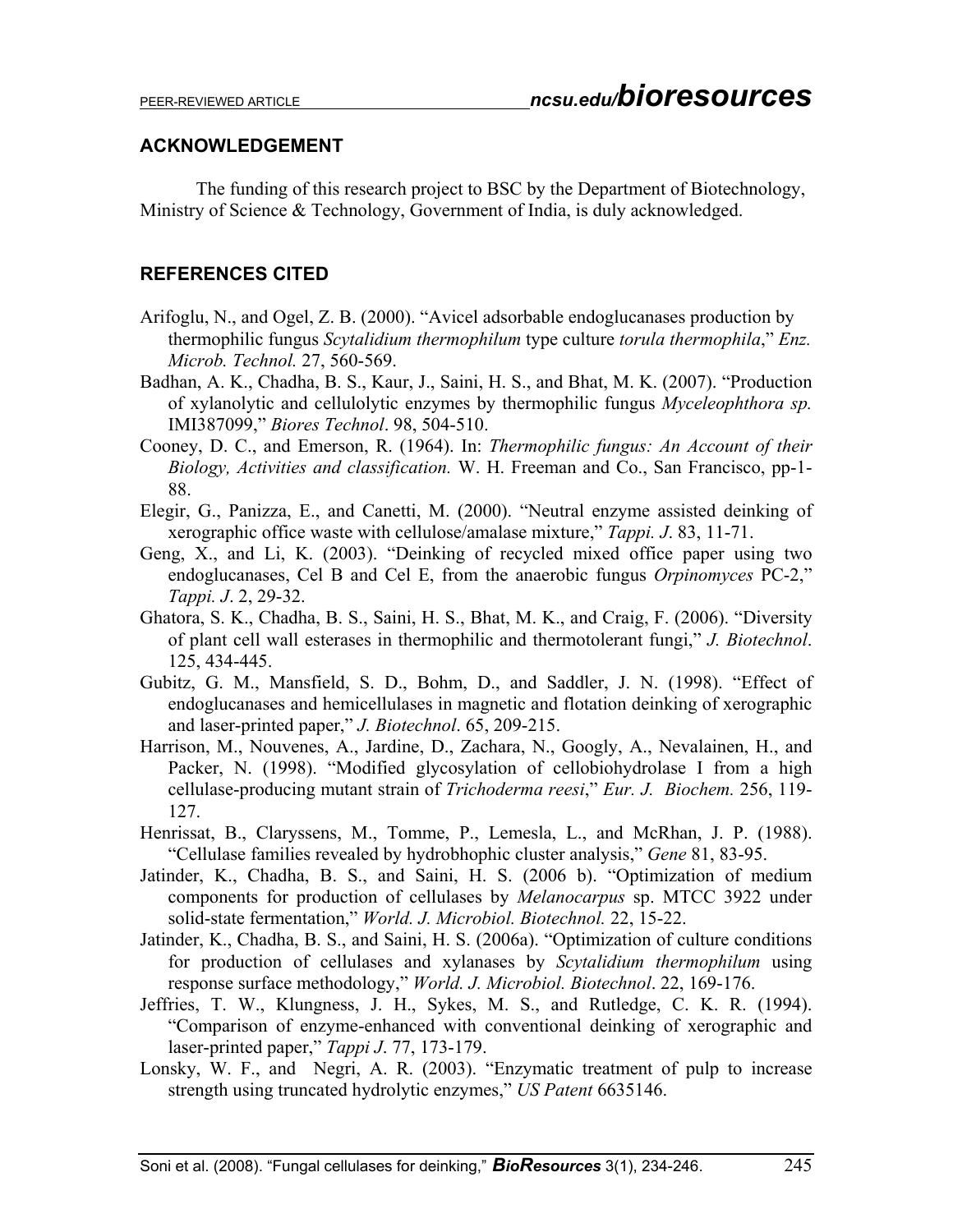## ACKNOWLEDGEMENT

The funding of this research project to BSC by the Department of Biotechnology, Ministry of Science & Technology, Government of India, is duly acknowledged.

## REFERENCES CITED

Arifoglu, N., and Ogel, Z. B. (2000). "Avicel adsorbable endoglucanases production by thermophilic fungus *Scytalidium thermophilum* type culture *torula thermophila*," *Enz. Microb. Technol.* 27, 560-569.

Badhan, A. K., Chadha, B. S., Kaur, J., Saini, H. S., and Bhat, M. K. (2007). "Production of xylanolytic and cellulolytic enzymes by thermophilic fungus *Myceleophthora sp.* IMI387099," *Biores Technol*. 98, 504-510.

Cooney, D. C., and Emerson, R. (1964). In: *Thermophilic fungus: An Account of their Biology, Activities and classification.* W. H. Freeman and Co., San Francisco, pp-1-88.

Elegir, G., Panizza, E., and Canetti, M. (2000). "Neutral enzyme assisted deinking of xerographic office waste with cellulose/amalase mixture," *Tappi. J*. 83, 11-71.

Geng, X., and Li, K. (2003). "Deinking of recycled mixed office paper using two endoglucanases, Cel B and Cel E, from the anaerobic fungus *Orpinomyces* PC-2," *Tappi. J*. 2, 29-32.

Ghatora, S. K., Chadha, B. S., Saini, H. S., Bhat, M. K., and Craig, F. (2006). "Diversity of plant cell wall esterases in thermophilic and thermotolerant fungi," *J. Biotechnol*. 125, 434-445.

Gubitz, G. M., Mansfield, S. D., Bohm, D., and Saddler, J. N. (1998). "Effect of endoglucanases and hemicellulases in magnetic and flotation deinking of xerographic and laser-printed paper," *J. Biotechnol*. 65, 209-215.

Harrison, M., Nouvenes, A., Jardine, D., Zachara, N., Googly, A., Nevalainen, H., and Packer, N. (1998). "Modified glycosylation of cellobiohydrolase I from a high cellulase-producing mutant strain of *Trichoderma reesi*," *Eur. J. Biochem.* 256, 119-127.

Henrissat, B., Claryssens, M., Tomme, P., Lemesla, L., and McRhan, J. P. (1988). "Cellulase families revealed by hydrobhophic cluster analysis," *Gene* 81, 83-95.

Jatinder, K., Chadha, B. S., and Saini, H. S. (2006 b). "Optimization of medium components for production of cellulases by *Melanocarpus* sp. MTCC 3922 under solid-state fermentation," *World. J. Microbiol. Biotechnol.* 22, 15-22.

Jatinder, K., Chadha, B. S., and Saini, H. S. (2006a). "Optimization of culture conditions for production of cellulases and xylanases by *Scytalidium thermophilum* using response surface methodology," *World. J. Microbiol. Biotechnol*. 22, 169-176.

Jeffries, T. W., Klungness, J. H., Sykes, M. S., and Rutledge, C. K. R. (1994). "Comparison of enzyme-enhanced with conventional deinking of xerographic and laser-printed paper," *Tappi J*. 77, 173-179.

Lonsky, W. F., and Negri, A. R. (2003). "Enzymatic treatment of pulp to increase strength using truncated hydrolytic enzymes," *US Patent* 6635146.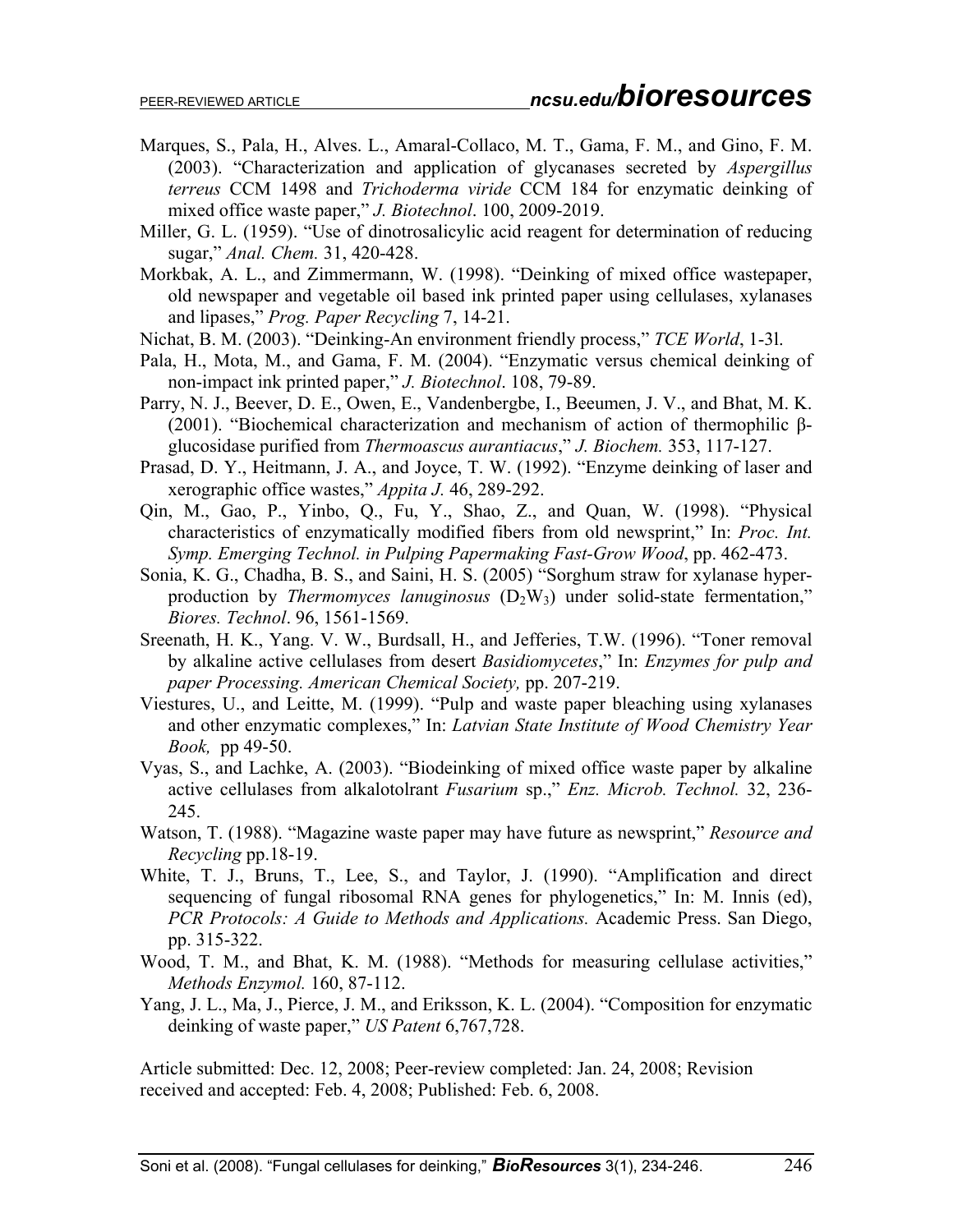Marques, S., Pala, H., Alves. L., Amaral-Collaco, M. T., Gama, F. M., and Gino, F. M. (2003). "Characterization and application of glycanases secreted by *Aspergillus terreus* CCM 1498 and *Trichoderma viride* CCM 184 for enzymatic deinking of mixed office waste paper," *J. Biotechnol*. 100, 2009-2019.

Miller, G. L. (1959). "Use of dinotrosalicylic acid reagent for determination of reducing sugar," *Anal. Chem.* 31, 420-428.

Morkbak, A. L., and Zimmermann, W. (1998). "Deinking of mixed office wastepaper, old newspaper and vegetable oil based ink printed paper using cellulases, xylanases and lipases," *Prog. Paper Recycling* 7, 14-21.

Nichat, B. M. (2003). "Deinking-An environment friendly process," *TCE World*, 1-3l.

Pala, H., Mota, M., and Gama, F. M. (2004). "Enzymatic versus chemical deinking of non-impact ink printed paper," *J. Biotechnol*. 108, 79-89.

Parry, N. J., Beever, D. E., Owen, E., Vandenbergbe, I., Beeumen, J. V., and Bhat, M. K. (2001). "Biochemical characterization and mechanism of action of thermophilic β-glucosidase purified from *Thermoascus aurantiacus*," *J. Biochem.* 353, 117-127.

Prasad, D. Y., Heitmann, J. A., and Joyce, T. W. (1992). "Enzyme deinking of laser and xerographic office wastes," *Appita J.* 46, 289-292.

Qin, M., Gao, P., Yinbo, Q., Fu, Y., Shao, Z., and Quan, W. (1998). "Physical characteristics of enzymatically modified fibers from old newsprint," In: *Proc. Int. Symp. Emerging Technol. in Pulping Papermaking Fast-Grow Wood*, pp. 462-473.

Sonia, K. G., Chadha, B. S., and Saini, H. S. (2005) "Sorghum straw for xylanase hyper-production by *Thermomyces lanuginosus* ($D_2W_3$) under solid-state fermentation," *Biores. Technol*. 96, 1561-1569.

Sreenath, H. K., Yang. V. W., Burdsall, H., and Jefferies, T.W. (1996). "Toner removal by alkaline active cellulases from desert *Basidiomycetes*," In: *Enzymes for pulp and paper Processing. American Chemical Society,* pp. 207-219.

Viestures, U., and Leitte, M. (1999). "Pulp and waste paper bleaching using xylanases and other enzymatic complexes," In: *Latvian State Institute of Wood Chemistry Year Book,* pp 49-50.

Vyas, S., and Lachke, A. (2003). "Biodeinking of mixed office waste paper by alkaline active cellulases from alkalotolrant *Fusarium* sp.," *Enz. Microb. Technol.* 32, 236-245.

Watson, T. (1988). "Magazine waste paper may have future as newsprint," *Resource and Recycling* pp.18-19.

White, T. J., Bruns, T., Lee, S., and Taylor, J. (1990). "Amplification and direct sequencing of fungal ribosomal RNA genes for phylogenetics," In: M. Innis (ed), *PCR Protocols: A Guide to Methods and Applications.* Academic Press. San Diego, pp. 315-322.

Wood, T. M., and Bhat, K. M. (1988). "Methods for measuring cellulase activities," *Methods Enzymol.* 160, 87-112.

Yang, J. L., Ma, J., Pierce, J. M., and Eriksson, K. L. (2004). "Composition for enzymatic deinking of waste paper," *US Patent* 6,767,728.

Article submitted: Dec. 12, 2008; Peer-review completed: Jan. 24, 2008; Revision received and accepted: Feb. 4, 2008; Published: Feb. 6, 2008.